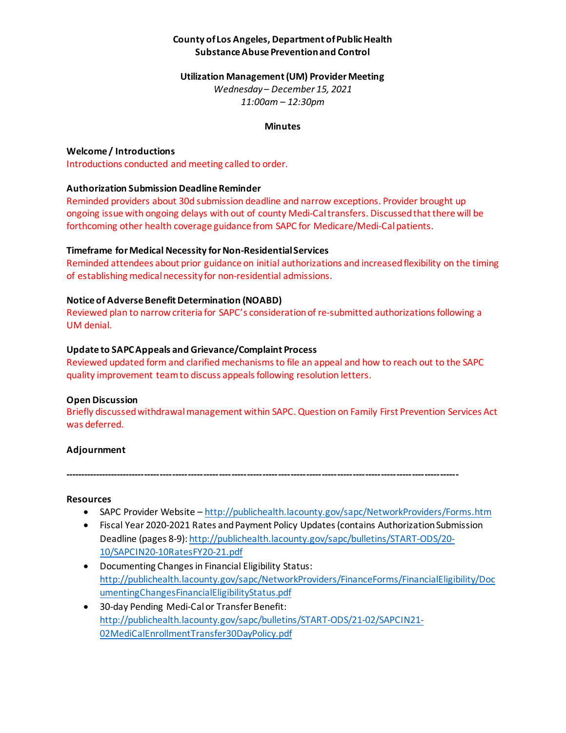**County of Los Angeles, Department of Public Health**
**Substance Abuse Prevention and Control**

**Utilization Management (UM) Provider Meeting**
*Wednesday – December 15, 2021*
*11:00am – 12:30pm*

**Minutes**

**Welcome / Introductions**
Introductions conducted and meeting called to order.

**Authorization Submission Deadline Reminder**
Reminded providers about 30d submission deadline and narrow exceptions. Provider brought up ongoing issue with ongoing delays with out of county Medi-Cal transfers. Discussed that there will be forthcoming other health coverage guidance from SAPC for Medicare/Medi-Cal patients.

**Timeframe for Medical Necessity for Non-Residential Services**
Reminded attendees about prior guidance on initial authorizations and increased flexibility on the timing of establishing medical necessity for non-residential admissions.

**Notice of Adverse Benefit Determination (NOABD)**
Reviewed plan to narrow criteria for SAPC's consideration of re-submitted authorizations following a UM denial.

**Update to SAPC Appeals and Grievance/Complaint Process**
Reviewed updated form and clarified mechanisms to file an appeal and how to reach out to the SAPC quality improvement team to discuss appeals following resolution letters.

**Open Discussion**
Briefly discussed withdrawal management within SAPC. Question on Family First Prevention Services Act was deferred.

**Adjournment**

---

**Resources**

- SAPC Provider Website – http://publichealth.lacounty.gov/sapc/NetworkProviders/Forms.htm
- Fiscal Year 2020-2021 Rates and Payment Policy Updates (contains Authorization Submission Deadline (pages 8-9): http://publichealth.lacounty.gov/sapc/bulletins/START-ODS/20-10/SAPCIN20-10RatesFY20-21.pdf
- Documenting Changes in Financial Eligibility Status: http://publichealth.lacounty.gov/sapc/NetworkProviders/FinanceForms/FinancialEligibility/DocumentingChangesFinancialEligibilityStatus.pdf
- 30-day Pending Medi-Cal or Transfer Benefit: http://publichealth.lacounty.gov/sapc/bulletins/START-ODS/21-02/SAPCIN21-02MediCalEnrollmentTransfer30DayPolicy.pdf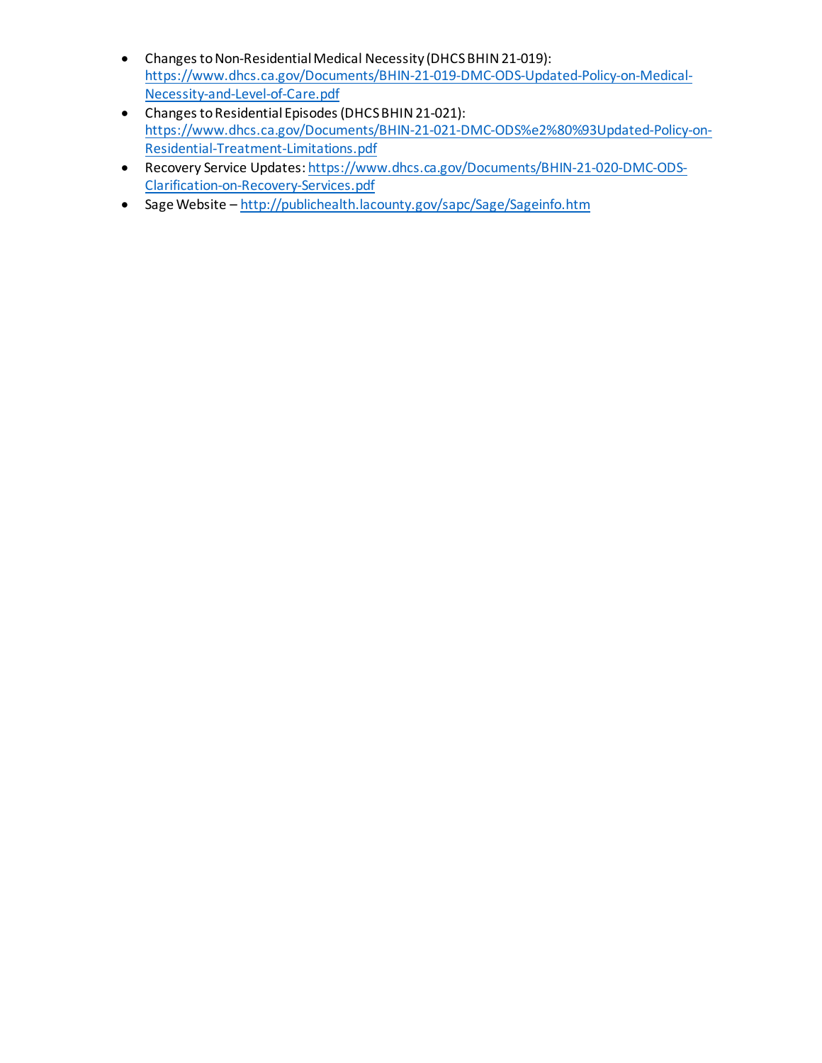- Changes to Non-Residential Medical Necessity (DHCS BHIN 21-019): https://www.dhcs.ca.gov/Documents/BHIN-21-019-DMC-ODS-Updated-Policy-on-Medical-Necessity-and-Level-of-Care.pdf
- Changes to Residential Episodes (DHCS BHIN 21-021): https://www.dhcs.ca.gov/Documents/BHIN-21-021-DMC-ODS%e2%80%93Updated-Policy-on-Residential-Treatment-Limitations.pdf
- Recovery Service Updates: https://www.dhcs.ca.gov/Documents/BHIN-21-020-DMC-ODS-Clarification-on-Recovery-Services.pdf
- Sage Website – http://publichealth.lacounty.gov/sapc/Sage/Sageinfo.htm